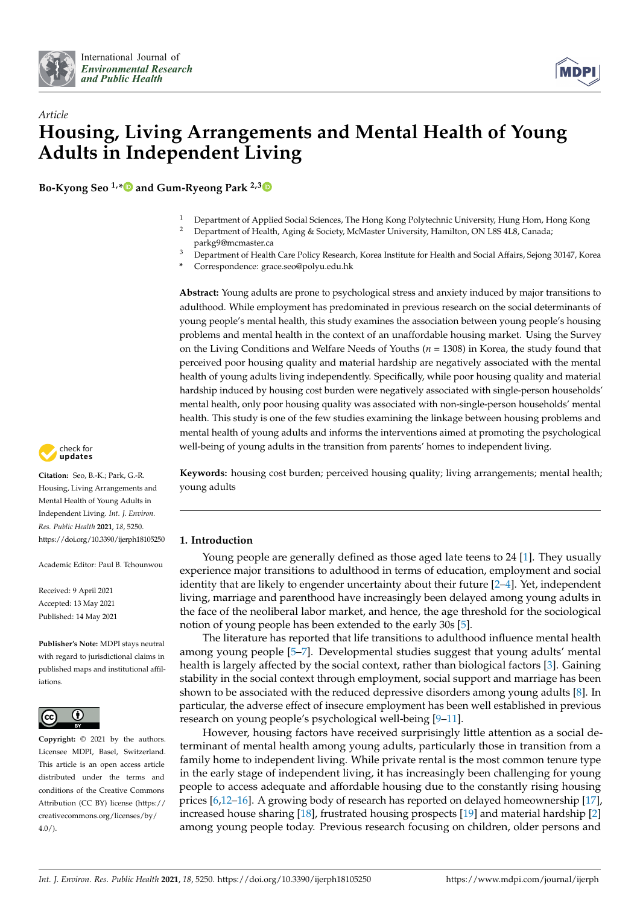*Article*

# Housing, Living Arrangements and Mental Health of Young Adults in Independent Living

**Bo-Kyong Seo [1,*] and Gum-Ryeong Park [2,3]**

[1] Department of Applied Social Sciences, The Hong Kong Polytechnic University, Hung Hom, Hong Kong
[2] Department of Health, Aging & Society, McMaster University, Hamilton, ON L8S 4L8, Canada; parkg9@mcmaster.ca
[3] Department of Health Care Policy Research, Korea Institute for Health and Social Affairs, Sejong 30147, Korea
* Correspondence: grace.seo@polyu.edu.hk

**Abstract:** Young adults are prone to psychological stress and anxiety induced by major transitions to adulthood. While employment has predominated in previous research on the social determinants of young people's mental health, this study examines the association between young people's housing problems and mental health in the context of an unaffordable housing market. Using the Survey on the Living Conditions and Welfare Needs of Youths ($n$ = 1308) in Korea, the study found that perceived poor housing quality and material hardship are negatively associated with the mental health of young adults living independently. Specifically, while poor housing quality and material hardship induced by housing cost burden were negatively associated with single-person households' mental health, only poor housing quality was associated with non-single-person households' mental health. This study is one of the few studies examining the linkage between housing problems and mental health of young adults and informs the interventions aimed at promoting the psychological well-being of young adults in the transition from parents' homes to independent living.

**Keywords:** housing cost burden; perceived housing quality; living arrangements; mental health; young adults

**Citation:** Seo, B.-K.; Park, G.-R. Housing, Living Arrangements and Mental Health of Young Adults in Independent Living. *Int. J. Environ. Res. Public Health* **2021**, *18*, 5250. https://doi.org/10.3390/ijerph18105250

Academic Editor: Paul B. Tchounwou

Received: 9 April 2021
Accepted: 13 May 2021
Published: 14 May 2021

**Publisher's Note:** MDPI stays neutral with regard to jurisdictional claims in published maps and institutional affiliations.

**Copyright:** © 2021 by the authors. Licensee MDPI, Basel, Switzerland. This article is an open access article distributed under the terms and conditions of the Creative Commons Attribution (CC BY) license (https://creativecommons.org/licenses/by/4.0/).

## 1. Introduction

Young people are generally defined as those aged late teens to 24 [1]. They usually experience major transitions to adulthood in terms of education, employment and social identity that are likely to engender uncertainty about their future [2–4]. Yet, independent living, marriage and parenthood have increasingly been delayed among young adults in the face of the neoliberal labor market, and hence, the age threshold for the sociological notion of young people has been extended to the early 30s [5].

The literature has reported that life transitions to adulthood influence mental health among young people [5–7]. Developmental studies suggest that young adults' mental health is largely affected by the social context, rather than biological factors [3]. Gaining stability in the social context through employment, social support and marriage has been shown to be associated with the reduced depressive disorders among young adults [8]. In particular, the adverse effect of insecure employment has been well established in previous research on young people's psychological well-being [9–11].

However, housing factors have received surprisingly little attention as a social determinant of mental health among young adults, particularly those in transition from a family home to independent living. While private rental is the most common tenure type in the early stage of independent living, it has increasingly been challenging for young people to access adequate and affordable housing due to the constantly rising housing prices [6,12–16]. A growing body of research has reported on delayed homeownership [17], increased house sharing [18], frustrated housing prospects [19] and material hardship [2] among young people today. Previous research focusing on children, older persons and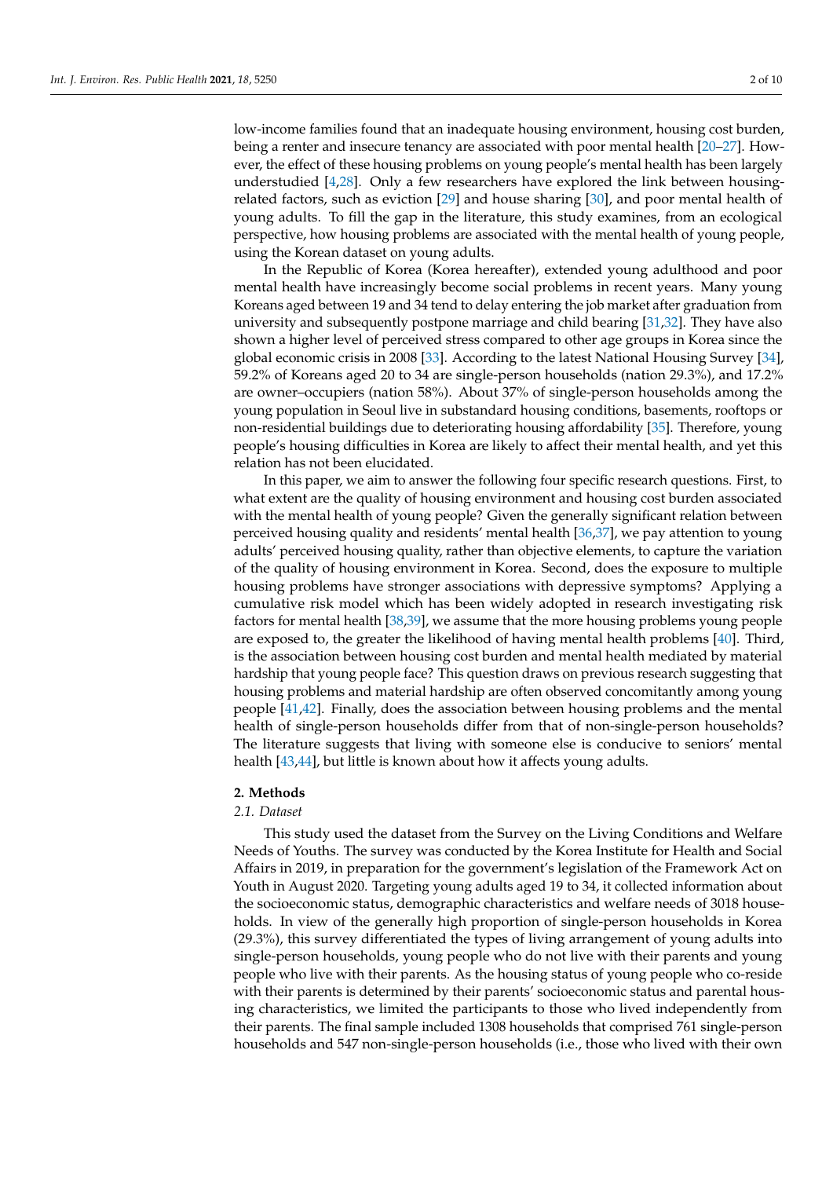low-income families found that an inadequate housing environment, housing cost burden, being a renter and insecure tenancy are associated with poor mental health [20–27]. However, the effect of these housing problems on young people's mental health has been largely understudied [4,28]. Only a few researchers have explored the link between housing-related factors, such as eviction [29] and house sharing [30], and poor mental health of young adults. To fill the gap in the literature, this study examines, from an ecological perspective, how housing problems are associated with the mental health of young people, using the Korean dataset on young adults.

In the Republic of Korea (Korea hereafter), extended young adulthood and poor mental health have increasingly become social problems in recent years. Many young Koreans aged between 19 and 34 tend to delay entering the job market after graduation from university and subsequently postpone marriage and child bearing [31,32]. They have also shown a higher level of perceived stress compared to other age groups in Korea since the global economic crisis in 2008 [33]. According to the latest National Housing Survey [34], 59.2% of Koreans aged 20 to 34 are single-person households (nation 29.3%), and 17.2% are owner–occupiers (nation 58%). About 37% of single-person households among the young population in Seoul live in substandard housing conditions, basements, rooftops or non-residential buildings due to deteriorating housing affordability [35]. Therefore, young people's housing difficulties in Korea are likely to affect their mental health, and yet this relation has not been elucidated.

In this paper, we aim to answer the following four specific research questions. First, to what extent are the quality of housing environment and housing cost burden associated with the mental health of young people? Given the generally significant relation between perceived housing quality and residents' mental health [36,37], we pay attention to young adults' perceived housing quality, rather than objective elements, to capture the variation of the quality of housing environment in Korea. Second, does the exposure to multiple housing problems have stronger associations with depressive symptoms? Applying a cumulative risk model which has been widely adopted in research investigating risk factors for mental health [38,39], we assume that the more housing problems young people are exposed to, the greater the likelihood of having mental health problems [40]. Third, is the association between housing cost burden and mental health mediated by material hardship that young people face? This question draws on previous research suggesting that housing problems and material hardship are often observed concomitantly among young people [41,42]. Finally, does the association between housing problems and the mental health of single-person households differ from that of non-single-person households? The literature suggests that living with someone else is conducive to seniors' mental health [43,44], but little is known about how it affects young adults.

## 2. Methods

### *2.1. Dataset*

This study used the dataset from the Survey on the Living Conditions and Welfare Needs of Youths. The survey was conducted by the Korea Institute for Health and Social Affairs in 2019, in preparation for the government's legislation of the Framework Act on Youth in August 2020. Targeting young adults aged 19 to 34, it collected information about the socioeconomic status, demographic characteristics and welfare needs of 3018 households. In view of the generally high proportion of single-person households in Korea (29.3%), this survey differentiated the types of living arrangement of young adults into single-person households, young people who do not live with their parents and young people who live with their parents. As the housing status of young people who co-reside with their parents is determined by their parents' socioeconomic status and parental housing characteristics, we limited the participants to those who lived independently from their parents. The final sample included 1308 households that comprised 761 single-person households and 547 non-single-person households (i.e., those who lived with their own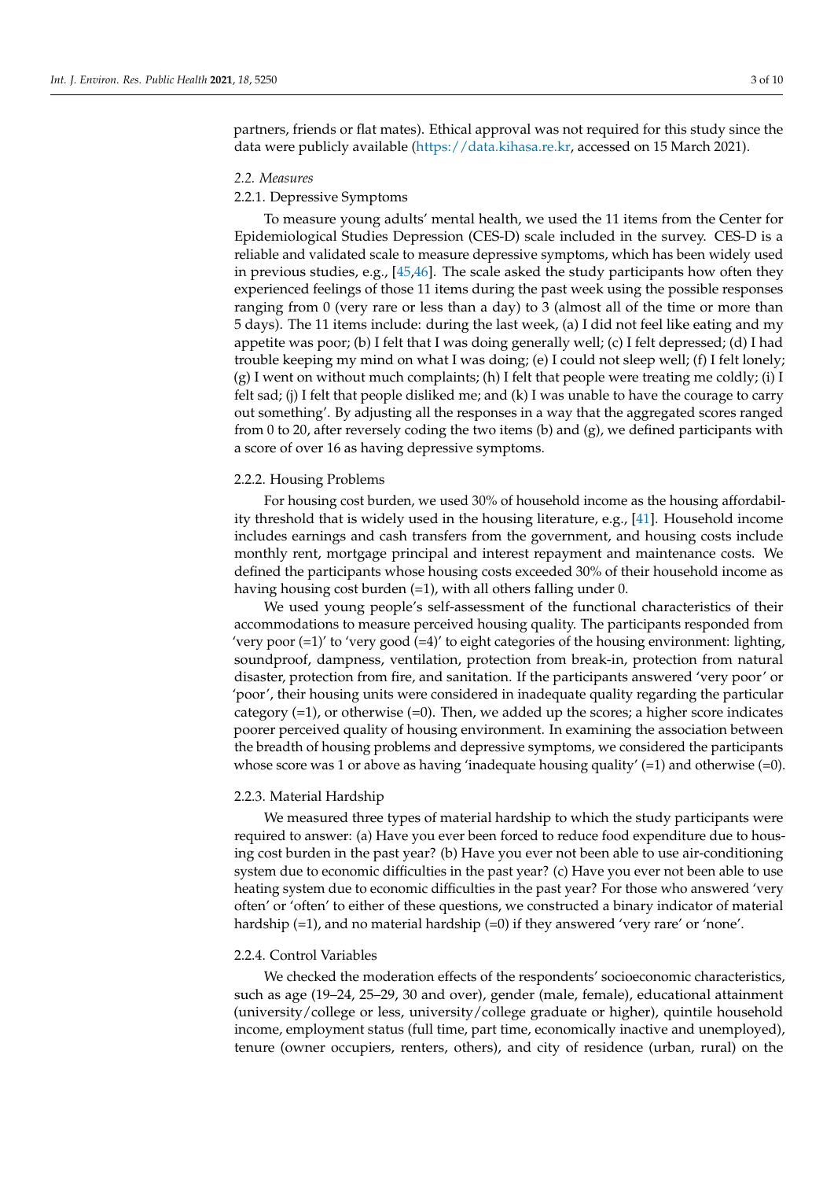partners, friends or flat mates). Ethical approval was not required for this study since the data were publicly available (https://data.kihasa.re.kr, accessed on 15 March 2021).

### 2.2. Measures

#### 2.2.1. Depressive Symptoms

To measure young adults' mental health, we used the 11 items from the Center for Epidemiological Studies Depression (CES-D) scale included in the survey. CES-D is a reliable and validated scale to measure depressive symptoms, which has been widely used in previous studies, e.g., [45,46]. The scale asked the study participants how often they experienced feelings of those 11 items during the past week using the possible responses ranging from 0 (very rare or less than a day) to 3 (almost all of the time or more than 5 days). The 11 items include: during the last week, (a) I did not feel like eating and my appetite was poor; (b) I felt that I was doing generally well; (c) I felt depressed; (d) I had trouble keeping my mind on what I was doing; (e) I could not sleep well; (f) I felt lonely; (g) I went on without much complaints; (h) I felt that people were treating me coldly; (i) I felt sad; (j) I felt that people disliked me; and (k) I was unable to have the courage to carry out something'. By adjusting all the responses in a way that the aggregated scores ranged from 0 to 20, after reversely coding the two items (b) and (g), we defined participants with a score of over 16 as having depressive symptoms.

#### 2.2.2. Housing Problems

For housing cost burden, we used 30% of household income as the housing affordability threshold that is widely used in the housing literature, e.g., [41]. Household income includes earnings and cash transfers from the government, and housing costs include monthly rent, mortgage principal and interest repayment and maintenance costs. We defined the participants whose housing costs exceeded 30% of their household income as having housing cost burden (=1), with all others falling under 0.

We used young people's self-assessment of the functional characteristics of their accommodations to measure perceived housing quality. The participants responded from 'very poor (=1)' to 'very good (=4)' to eight categories of the housing environment: lighting, soundproof, dampness, ventilation, protection from break-in, protection from natural disaster, protection from fire, and sanitation. If the participants answered 'very poor' or 'poor', their housing units were considered in inadequate quality regarding the particular category (=1), or otherwise (=0). Then, we added up the scores; a higher score indicates poorer perceived quality of housing environment. In examining the association between the breadth of housing problems and depressive symptoms, we considered the participants whose score was 1 or above as having 'inadequate housing quality' (=1) and otherwise (=0).

#### 2.2.3. Material Hardship

We measured three types of material hardship to which the study participants were required to answer: (a) Have you ever been forced to reduce food expenditure due to housing cost burden in the past year? (b) Have you ever not been able to use air-conditioning system due to economic difficulties in the past year? (c) Have you ever not been able to use heating system due to economic difficulties in the past year? For those who answered 'very often' or 'often' to either of these questions, we constructed a binary indicator of material hardship (=1), and no material hardship (=0) if they answered 'very rare' or 'none'.

#### 2.2.4. Control Variables

We checked the moderation effects of the respondents' socioeconomic characteristics, such as age (19–24, 25–29, 30 and over), gender (male, female), educational attainment (university/college or less, university/college graduate or higher), quintile household income, employment status (full time, part time, economically inactive and unemployed), tenure (owner occupiers, renters, others), and city of residence (urban, rural) on the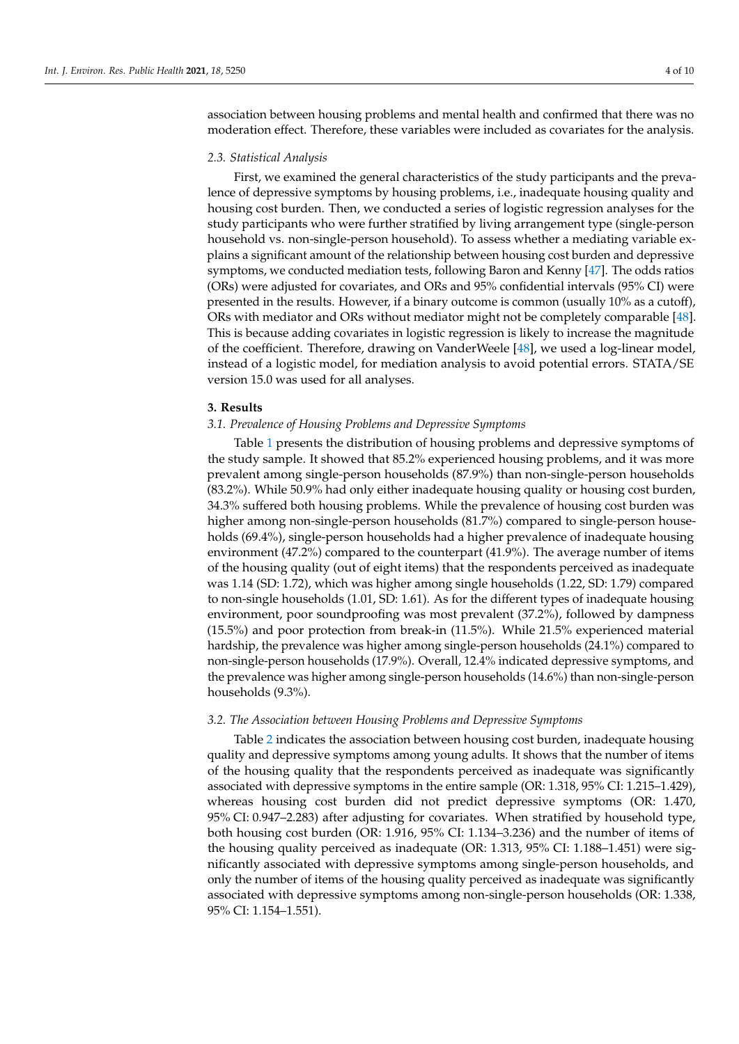association between housing problems and mental health and confirmed that there was no moderation effect. Therefore, these variables were included as covariates for the analysis.

### *2.3. Statistical Analysis*

First, we examined the general characteristics of the study participants and the prevalence of depressive symptoms by housing problems, i.e., inadequate housing quality and housing cost burden. Then, we conducted a series of logistic regression analyses for the study participants who were further stratified by living arrangement type (single-person household vs. non-single-person household). To assess whether a mediating variable explains a significant amount of the relationship between housing cost burden and depressive symptoms, we conducted mediation tests, following Baron and Kenny [47]. The odds ratios (ORs) were adjusted for covariates, and ORs and 95% confidential intervals (95% CI) were presented in the results. However, if a binary outcome is common (usually 10% as a cutoff), ORs with mediator and ORs without mediator might not be completely comparable [48]. This is because adding covariates in logistic regression is likely to increase the magnitude of the coefficient. Therefore, drawing on VanderWeele [48], we used a log-linear model, instead of a logistic model, for mediation analysis to avoid potential errors. STATA/SE version 15.0 was used for all analyses.

## **3. Results**

### *3.1. Prevalence of Housing Problems and Depressive Symptoms*

Table 1 presents the distribution of housing problems and depressive symptoms of the study sample. It showed that 85.2% experienced housing problems, and it was more prevalent among single-person households (87.9%) than non-single-person households (83.2%). While 50.9% had only either inadequate housing quality or housing cost burden, 34.3% suffered both housing problems. While the prevalence of housing cost burden was higher among non-single-person households (81.7%) compared to single-person households (69.4%), single-person households had a higher prevalence of inadequate housing environment (47.2%) compared to the counterpart (41.9%). The average number of items of the housing quality (out of eight items) that the respondents perceived as inadequate was 1.14 (SD: 1.72), which was higher among single households (1.22, SD: 1.79) compared to non-single households (1.01, SD: 1.61). As for the different types of inadequate housing environment, poor soundproofing was most prevalent (37.2%), followed by dampness (15.5%) and poor protection from break-in (11.5%). While 21.5% experienced material hardship, the prevalence was higher among single-person households (24.1%) compared to non-single-person households (17.9%). Overall, 12.4% indicated depressive symptoms, and the prevalence was higher among single-person households (14.6%) than non-single-person households (9.3%).

### *3.2. The Association between Housing Problems and Depressive Symptoms*

Table 2 indicates the association between housing cost burden, inadequate housing quality and depressive symptoms among young adults. It shows that the number of items of the housing quality that the respondents perceived as inadequate was significantly associated with depressive symptoms in the entire sample (OR: 1.318, 95% CI: 1.215–1.429), whereas housing cost burden did not predict depressive symptoms (OR: 1.470, 95% CI: 0.947–2.283) after adjusting for covariates. When stratified by household type, both housing cost burden (OR: 1.916, 95% CI: 1.134–3.236) and the number of items of the housing quality perceived as inadequate (OR: 1.313, 95% CI: 1.188–1.451) were significantly associated with depressive symptoms among single-person households, and only the number of items of the housing quality perceived as inadequate was significantly associated with depressive symptoms among non-single-person households (OR: 1.338, 95% CI: 1.154–1.551).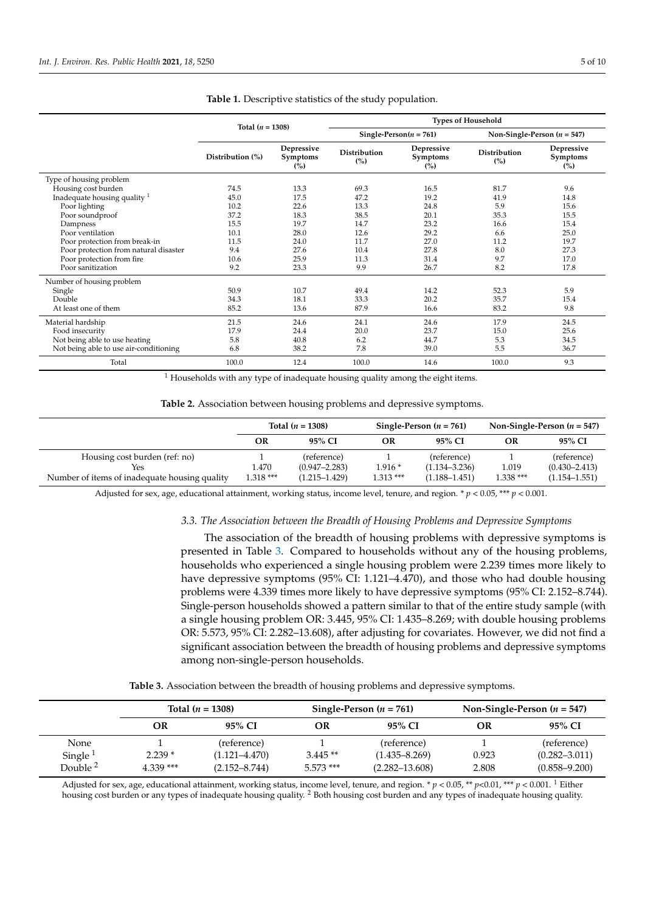**Table 1.** Descriptive statistics of the study population.

| | Total ($n$ = 1308) | | Types of Household | | | |
|---|---|---|---|---|---|---|
| | | | Single-Person($n$ = 761) | | Non-Single-Person ($n$ = 547) | |
| | Distribution (%) | Depressive Symptoms (%) | Distribution (%) | Depressive Symptoms (%) | Distribution (%) | Depressive Symptoms (%) |
| Type of housing problem | | | | | | |
| Housing cost burden | 74.5 | 13.3 | 69.3 | 16.5 | 81.7 | 9.6 |
| Inadequate housing quality [1] | 45.0 | 17.5 | 47.2 | 19.2 | 41.9 | 14.8 |
| Poor lighting | 10.2 | 22.6 | 13.3 | 24.8 | 5.9 | 15.6 |
| Poor soundproof | 37.2 | 18.3 | 38.5 | 20.1 | 35.3 | 15.5 |
| Dampness | 15.5 | 19.7 | 14.7 | 23.2 | 16.6 | 15.4 |
| Poor ventilation | 10.1 | 28.0 | 12.6 | 29.2 | 6.6 | 25.0 |
| Poor protection from break-in | 11.5 | 24.0 | 11.7 | 27.0 | 11.2 | 19.7 |
| Poor protection from natural disaster | 9.4 | 27.6 | 10.4 | 27.8 | 8.0 | 27.3 |
| Poor protection from fire | 10.6 | 25.9 | 11.3 | 31.4 | 9.7 | 17.0 |
| Poor sanitization | 9.2 | 23.3 | 9.9 | 26.7 | 8.2 | 17.8 |
| Number of housing problem | | | | | | |
| Single | 50.9 | 10.7 | 49.4 | 14.2 | 52.3 | 5.9 |
| Double | 34.3 | 18.1 | 33.3 | 20.2 | 35.7 | 15.4 |
| At least one of them | 85.2 | 13.6 | 87.9 | 16.6 | 83.2 | 9.8 |
| Material hardship | 21.5 | 24.6 | 24.1 | 24.6 | 17.9 | 24.5 |
| Food insecurity | 17.9 | 24.4 | 20.0 | 23.7 | 15.0 | 25.6 |
| Not being able to use heating | 5.8 | 40.8 | 6.2 | 44.7 | 5.3 | 34.5 |
| Not being able to use air-conditioning | 6.8 | 38.2 | 7.8 | 39.0 | 5.5 | 36.7 |
| Total | 100.0 | 12.4 | 100.0 | 14.6 | 100.0 | 9.3 |

[1] Households with any type of inadequate housing quality among the eight items.

**Table 2.** Association between housing problems and depressive symptoms.

| | Total ($n$ = 1308) | | Single-Person ($n$ = 761) | | Non-Single-Person ($n$ = 547) | |
|---|---|---|---|---|---|---|
| | OR | 95% CI | OR | 95% CI | OR | 95% CI |
| Housing cost burden (ref: no) | 1 | (reference) | 1 | (reference) | 1 | (reference) |
| Yes | 1.470 | (0.947–2.283) | 1.916 * | (1.134–3.236) | 1.019 | (0.430–2.413) |
| Number of items of inadequate housing quality | 1.318 *** | (1.215–1.429) | 1.313 *** | (1.188–1.451) | 1.338 *** | (1.154–1.551) |

Adjusted for sex, age, educational attainment, working status, income level, tenure, and region. * $p < 0.05$, *** $p < 0.001$.

### 3.3. The Association between the Breadth of Housing Problems and Depressive Symptoms

The association of the breadth of housing problems with depressive symptoms is presented in Table 3. Compared to households without any of the housing problems, households who experienced a single housing problem were 2.239 times more likely to have depressive symptoms (95% CI: 1.121–4.470), and those who had double housing problems were 4.339 times more likely to have depressive symptoms (95% CI: 2.152–8.744). Single-person households showed a pattern similar to that of the entire study sample (with a single housing problem OR: 3.445, 95% CI: 1.435–8.269; with double housing problems OR: 5.573, 95% CI: 2.282–13.608), after adjusting for covariates. However, we did not find a significant association between the breadth of housing problems and depressive symptoms among non-single-person households.

**Table 3.** Association between the breadth of housing problems and depressive symptoms.

| | Total ($n$ = 1308) | | Single-Person ($n$ = 761) | | Non-Single-Person ($n$ = 547) | |
|---|---|---|---|---|---|---|
| | OR | 95% CI | OR | 95% CI | OR | 95% CI |
| None | 1 | (reference) | 1 | (reference) | 1 | (reference) |
| Single [1] | 2.239 * | (1.121–4.470) | 3.445 ** | (1.435–8.269) | 0.923 | (0.282–3.011) |
| Double [2] | 4.339 *** | (2.152–8.744) | 5.573 *** | (2.282–13.608) | 2.808 | (0.858–9.200) |

Adjusted for sex, age, educational attainment, working status, income level, tenure, and region. * $p < 0.05$, ** $p < 0.01$, *** $p < 0.001$. [1] Either housing cost burden or any types of inadequate housing quality. [2] Both housing cost burden and any types of inadequate housing quality.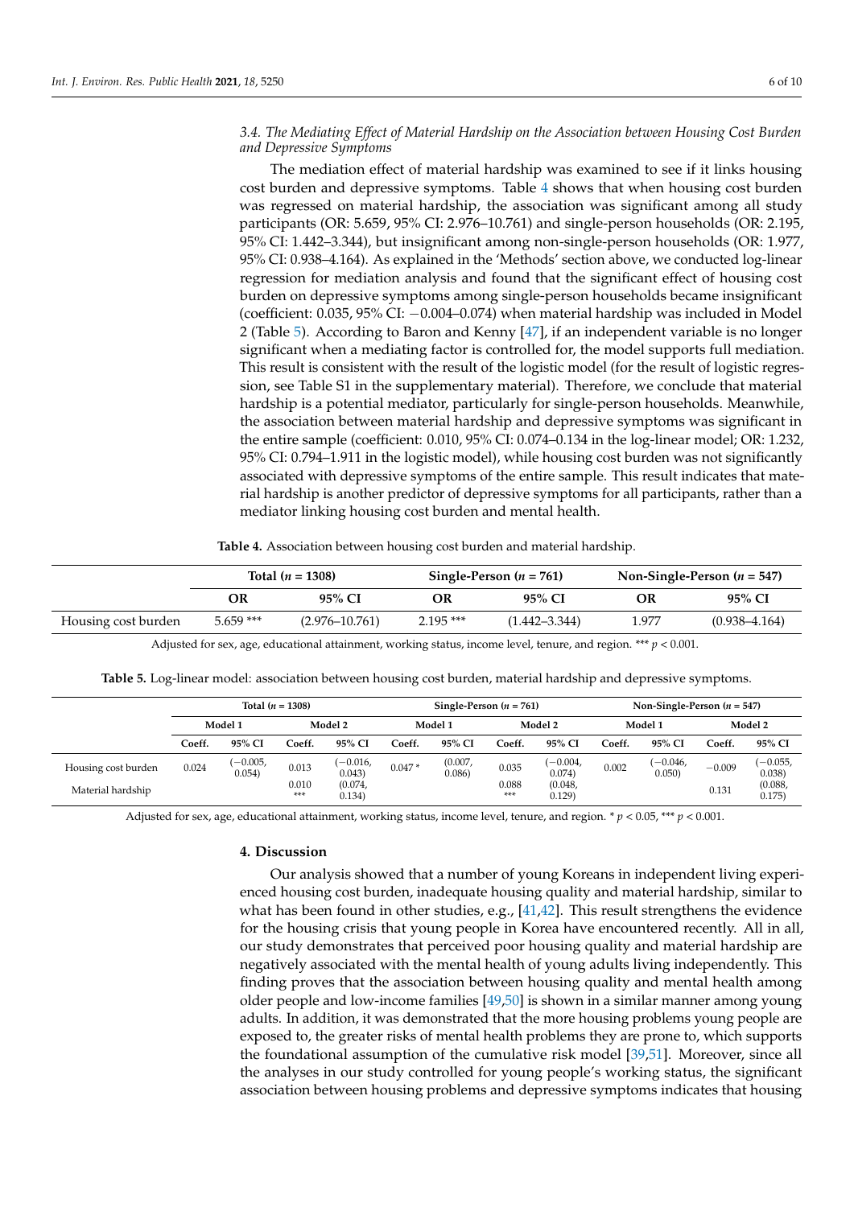*3.4. The Mediating Effect of Material Hardship on the Association between Housing Cost Burden and Depressive Symptoms*

The mediation effect of material hardship was examined to see if it links housing cost burden and depressive symptoms. Table 4 shows that when housing cost burden was regressed on material hardship, the association was significant among all study participants (OR: 5.659, 95% CI: 2.976–10.761) and single-person households (OR: 2.195, 95% CI: 1.442–3.344), but insignificant among non-single-person households (OR: 1.977, 95% CI: 0.938–4.164). As explained in the 'Methods' section above, we conducted log-linear regression for mediation analysis and found that the significant effect of housing cost burden on depressive symptoms among single-person households became insignificant (coefficient: 0.035, 95% CI: −0.004–0.074) when material hardship was included in Model 2 (Table 5). According to Baron and Kenny [47], if an independent variable is no longer significant when a mediating factor is controlled for, the model supports full mediation. This result is consistent with the result of the logistic model (for the result of logistic regression, see Table S1 in the supplementary material). Therefore, we conclude that material hardship is a potential mediator, particularly for single-person households. Meanwhile, the association between material hardship and depressive symptoms was significant in the entire sample (coefficient: 0.010, 95% CI: 0.074–0.134 in the log-linear model; OR: 1.232, 95% CI: 0.794–1.911 in the logistic model), while housing cost burden was not significantly associated with depressive symptoms of the entire sample. This result indicates that material hardship is another predictor of depressive symptoms for all participants, rather than a mediator linking housing cost burden and mental health.

**Table 4.** Association between housing cost burden and material hardship.

| | Total ($n$ = 1308) | | Single-Person ($n$ = 761) | | Non-Single-Person ($n$ = 547) | |
|---|---|---|---|---|---|---|
| | OR | 95% CI | OR | 95% CI | OR | 95% CI |
| Housing cost burden | 5.659 *** | (2.976–10.761) | 2.195 *** | (1.442–3.344) | 1.977 | (0.938–4.164) |

Adjusted for sex, age, educational attainment, working status, income level, tenure, and region. *** $p < 0.001$.

**Table 5.** Log-linear model: association between housing cost burden, material hardship and depressive symptoms.

| | Total ($n$ = 1308) | | | | Single-Person ($n$ = 761) | | | | Non-Single-Person ($n$ = 547) | | | |
|---|---|---|---|---|---|---|---|---|---|---|---|---|
| | Model 1 | | Model 2 | | Model 1 | | Model 2 | | Model 1 | | Model 2 | |
| | Coeff. | 95% CI | Coeff. | 95% CI | Coeff. | 95% CI | Coeff. | 95% CI | Coeff. | 95% CI | Coeff. | 95% CI |
| Housing cost burden | 0.024 | (−0.005, 0.054) | 0.013 | (−0.016, 0.043) | 0.047 * | (0.007, 0.086) | 0.035 | (−0.004, 0.074) | 0.002 | (−0.046, 0.050) | −0.009 | (−0.055, 0.038) |
| Material hardship | | | 0.010 *** | (0.074, 0.134) | | | 0.088 *** | (0.048, 0.129) | | | 0.131 | (0.088, 0.175) |

Adjusted for sex, age, educational attainment, working status, income level, tenure, and region. * $p < 0.05$, *** $p < 0.001$.

## 4. Discussion

Our analysis showed that a number of young Koreans in independent living experienced housing cost burden, inadequate housing quality and material hardship, similar to what has been found in other studies, e.g., [41,42]. This result strengthens the evidence for the housing crisis that young people in Korea have encountered recently. All in all, our study demonstrates that perceived poor housing quality and material hardship are negatively associated with the mental health of young adults living independently. This finding proves that the association between housing quality and mental health among older people and low-income families [49,50] is shown in a similar manner among young adults. In addition, it was demonstrated that the more housing problems young people are exposed to, the greater risks of mental health problems they are prone to, which supports the foundational assumption of the cumulative risk model [39,51]. Moreover, since all the analyses in our study controlled for young people's working status, the significant association between housing problems and depressive symptoms indicates that housing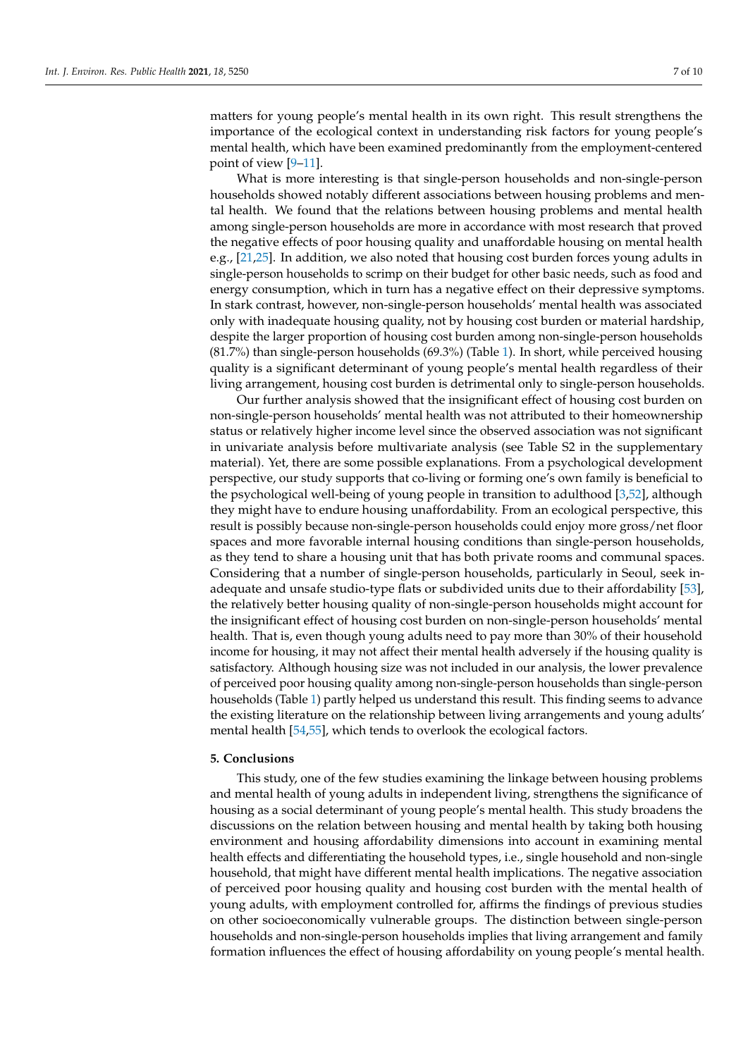matters for young people's mental health in its own right. This result strengthens the importance of the ecological context in understanding risk factors for young people's mental health, which have been examined predominantly from the employment-centered point of view [9–11].

What is more interesting is that single-person households and non-single-person households showed notably different associations between housing problems and mental health. We found that the relations between housing problems and mental health among single-person households are more in accordance with most research that proved the negative effects of poor housing quality and unaffordable housing on mental health e.g., [21,25]. In addition, we also noted that housing cost burden forces young adults in single-person households to scrimp on their budget for other basic needs, such as food and energy consumption, which in turn has a negative effect on their depressive symptoms. In stark contrast, however, non-single-person households' mental health was associated only with inadequate housing quality, not by housing cost burden or material hardship, despite the larger proportion of housing cost burden among non-single-person households (81.7%) than single-person households (69.3%) (Table 1). In short, while perceived housing quality is a significant determinant of young people's mental health regardless of their living arrangement, housing cost burden is detrimental only to single-person households.

Our further analysis showed that the insignificant effect of housing cost burden on non-single-person households' mental health was not attributed to their homeownership status or relatively higher income level since the observed association was not significant in univariate analysis before multivariate analysis (see Table S2 in the supplementary material). Yet, there are some possible explanations. From a psychological development perspective, our study supports that co-living or forming one's own family is beneficial to the psychological well-being of young people in transition to adulthood [3,52], although they might have to endure housing unaffordability. From an ecological perspective, this result is possibly because non-single-person households could enjoy more gross/net floor spaces and more favorable internal housing conditions than single-person households, as they tend to share a housing unit that has both private rooms and communal spaces. Considering that a number of single-person households, particularly in Seoul, seek inadequate and unsafe studio-type flats or subdivided units due to their affordability [53], the relatively better housing quality of non-single-person households might account for the insignificant effect of housing cost burden on non-single-person households' mental health. That is, even though young adults need to pay more than 30% of their household income for housing, it may not affect their mental health adversely if the housing quality is satisfactory. Although housing size was not included in our analysis, the lower prevalence of perceived poor housing quality among non-single-person households than single-person households (Table 1) partly helped us understand this result. This finding seems to advance the existing literature on the relationship between living arrangements and young adults' mental health [54,55], which tends to overlook the ecological factors.

## 5. Conclusions

This study, one of the few studies examining the linkage between housing problems and mental health of young adults in independent living, strengthens the significance of housing as a social determinant of young people's mental health. This study broadens the discussions on the relation between housing and mental health by taking both housing environment and housing affordability dimensions into account in examining mental health effects and differentiating the household types, i.e., single household and non-single household, that might have different mental health implications. The negative association of perceived poor housing quality and housing cost burden with the mental health of young adults, with employment controlled for, affirms the findings of previous studies on other socioeconomically vulnerable groups. The distinction between single-person households and non-single-person households implies that living arrangement and family formation influences the effect of housing affordability on young people's mental health.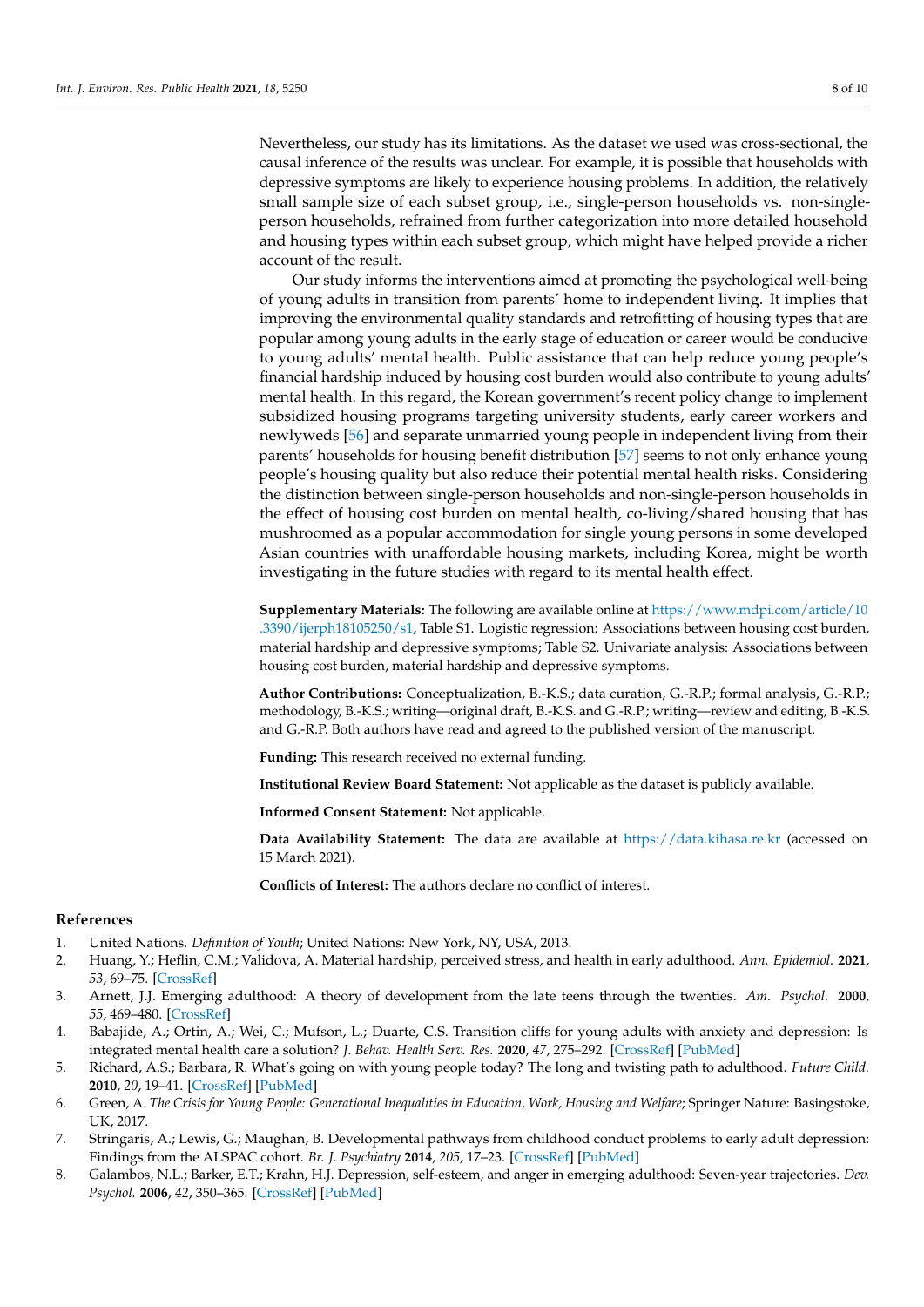Nevertheless, our study has its limitations. As the dataset we used was cross-sectional, the causal inference of the results was unclear. For example, it is possible that households with depressive symptoms are likely to experience housing problems. In addition, the relatively small sample size of each subset group, i.e., single-person households vs. non-single-person households, refrained from further categorization into more detailed household and housing types within each subset group, which might have helped provide a richer account of the result.

Our study informs the interventions aimed at promoting the psychological well-being of young adults in transition from parents' home to independent living. It implies that improving the environmental quality standards and retrofitting of housing types that are popular among young adults in the early stage of education or career would be conducive to young adults' mental health. Public assistance that can help reduce young people's financial hardship induced by housing cost burden would also contribute to young adults' mental health. In this regard, the Korean government's recent policy change to implement subsidized housing programs targeting university students, early career workers and newlyweds [56] and separate unmarried young people in independent living from their parents' households for housing benefit distribution [57] seems to not only enhance young people's housing quality but also reduce their potential mental health risks. Considering the distinction between single-person households and non-single-person households in the effect of housing cost burden on mental health, co-living/shared housing that has mushroomed as a popular accommodation for single young persons in some developed Asian countries with unaffordable housing markets, including Korea, might be worth investigating in the future studies with regard to its mental health effect.

**Supplementary Materials:** The following are available online at https://www.mdpi.com/article/10.3390/ijerph18105250/s1, Table S1. Logistic regression: Associations between housing cost burden, material hardship and depressive symptoms; Table S2. Univariate analysis: Associations between housing cost burden, material hardship and depressive symptoms.

**Author Contributions:** Conceptualization, B.-K.S.; data curation, G.-R.P.; formal analysis, G.-R.P.; methodology, B.-K.S.; writing—original draft, B.-K.S. and G.-R.P.; writing—review and editing, B.-K.S. and G.-R.P. Both authors have read and agreed to the published version of the manuscript.

**Funding:** This research received no external funding.

**Institutional Review Board Statement:** Not applicable as the dataset is publicly available.

**Informed Consent Statement:** Not applicable.

**Data Availability Statement:** The data are available at https://data.kihasa.re.kr (accessed on 15 March 2021).

**Conflicts of Interest:** The authors declare no conflict of interest.

## References

1. United Nations. *Definition of Youth*; United Nations: New York, NY, USA, 2013.
2. Huang, Y.; Heflin, C.M.; Validova, A. Material hardship, perceived stress, and health in early adulthood. *Ann. Epidemiol.* **2021**, *53*, 69–75. [CrossRef]
3. Arnett, J.J. Emerging adulthood: A theory of development from the late teens through the twenties. *Am. Psychol.* **2000**, *55*, 469–480. [CrossRef]
4. Babajide, A.; Ortin, A.; Wei, C.; Mufson, L.; Duarte, C.S. Transition cliffs for young adults with anxiety and depression: Is integrated mental health care a solution? *J. Behav. Health Serv. Res.* **2020**, *47*, 275–292. [CrossRef] [PubMed]
5. Richard, A.S.; Barbara, R. What's going on with young people today? The long and twisting path to adulthood. *Future Child.* **2010**, *20*, 19–41. [CrossRef] [PubMed]
6. Green, A. *The Crisis for Young People: Generational Inequalities in Education, Work, Housing and Welfare*; Springer Nature: Basingstoke, UK, 2017.
7. Stringaris, A.; Lewis, G.; Maughan, B. Developmental pathways from childhood conduct problems to early adult depression: Findings from the ALSPAC cohort. *Br. J. Psychiatry* **2014**, *205*, 17–23. [CrossRef] [PubMed]
8. Galambos, N.L.; Barker, E.T.; Krahn, H.J. Depression, self-esteem, and anger in emerging adulthood: Seven-year trajectories. *Dev. Psychol.* **2006**, *42*, 350–365. [CrossRef] [PubMed]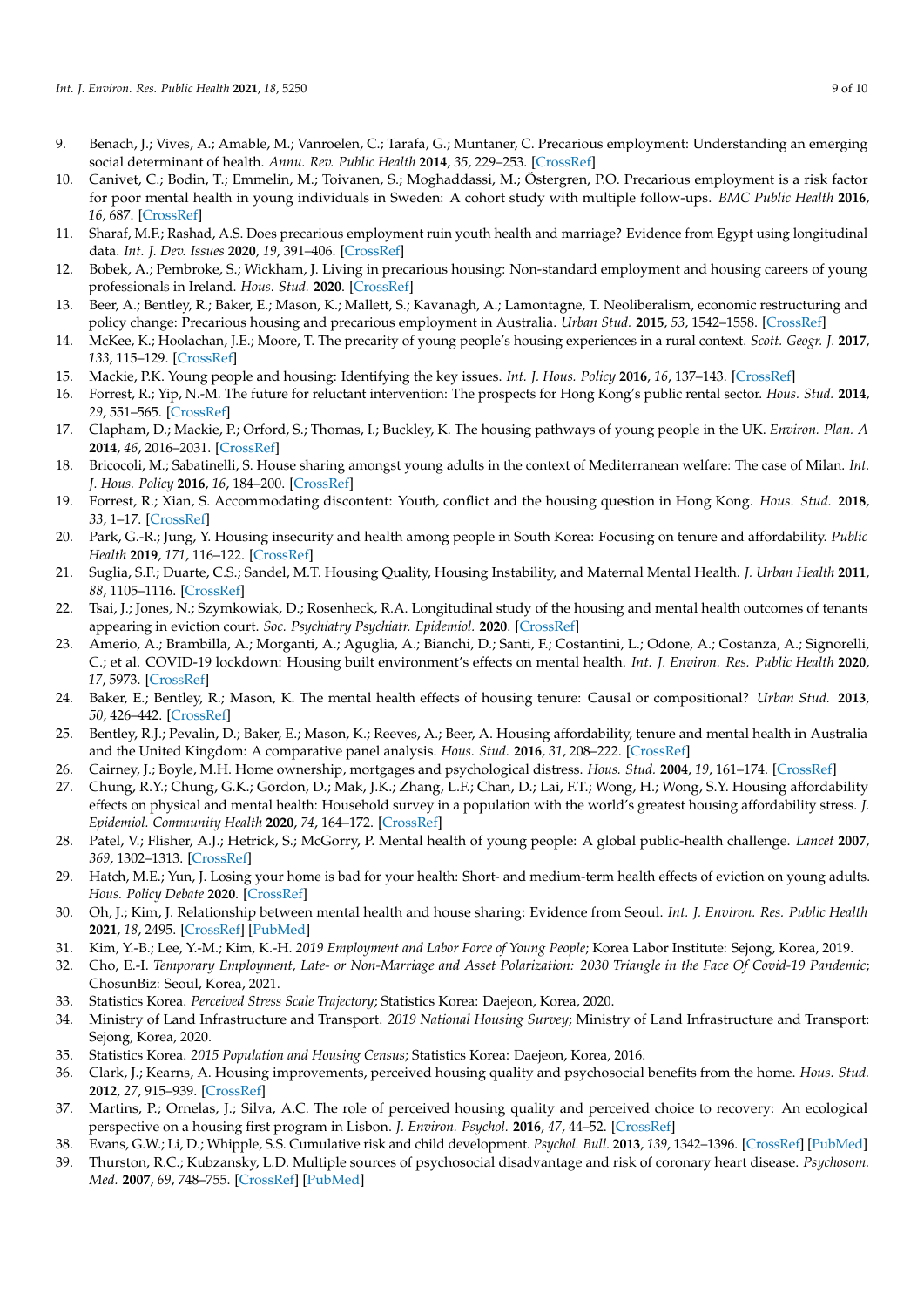9. Benach, J.; Vives, A.; Amable, M.; Vanroelen, C.; Tarafa, G.; Muntaner, C. Precarious employment: Understanding an emerging social determinant of health. *Annu. Rev. Public Health* **2014**, *35*, 229–253. [CrossRef]
10. Canivet, C.; Bodin, T.; Emmelin, M.; Toivanen, S.; Moghaddassi, M.; Östergren, P.O. Precarious employment is a risk factor for poor mental health in young individuals in Sweden: A cohort study with multiple follow-ups. *BMC Public Health* **2016**, *16*, 687. [CrossRef]
11. Sharaf, M.F.; Rashad, A.S. Does precarious employment ruin youth health and marriage? Evidence from Egypt using longitudinal data. *Int. J. Dev. Issues* **2020**, *19*, 391–406. [CrossRef]
12. Bobek, A.; Pembroke, S.; Wickham, J. Living in precarious housing: Non-standard employment and housing careers of young professionals in Ireland. *Hous. Stud.* **2020**. [CrossRef]
13. Beer, A.; Bentley, R.; Baker, E.; Mason, K.; Mallett, S.; Kavanagh, A.; Lamontagne, T. Neoliberalism, economic restructuring and policy change: Precarious housing and precarious employment in Australia. *Urban Stud.* **2015**, *53*, 1542–1558. [CrossRef]
14. McKee, K.; Hoolachan, J.E.; Moore, T. The precarity of young people's housing experiences in a rural context. *Scott. Geogr. J.* **2017**, *133*, 115–129. [CrossRef]
15. Mackie, P.K. Young people and housing: Identifying the key issues. *Int. J. Hous. Policy* **2016**, *16*, 137–143. [CrossRef]
16. Forrest, R.; Yip, N.-M. The future for reluctant intervention: The prospects for Hong Kong's public rental sector. *Hous. Stud.* **2014**, *29*, 551–565. [CrossRef]
17. Clapham, D.; Mackie, P.; Orford, S.; Thomas, I.; Buckley, K. The housing pathways of young people in the UK. *Environ. Plan. A* **2014**, *46*, 2016–2031. [CrossRef]
18. Bricocoli, M.; Sabatinelli, S. House sharing amongst young adults in the context of Mediterranean welfare: The case of Milan. *Int. J. Hous. Policy* **2016**, *16*, 184–200. [CrossRef]
19. Forrest, R.; Xian, S. Accommodating discontent: Youth, conflict and the housing question in Hong Kong. *Hous. Stud.* **2018**, *33*, 1–17. [CrossRef]
20. Park, G.-R.; Jung, Y. Housing insecurity and health among people in South Korea: Focusing on tenure and affordability. *Public Health* **2019**, *171*, 116–122. [CrossRef]
21. Suglia, S.F.; Duarte, C.S.; Sandel, M.T. Housing Quality, Housing Instability, and Maternal Mental Health. *J. Urban Health* **2011**, *88*, 1105–1116. [CrossRef]
22. Tsai, J.; Jones, N.; Szymkowiak, D.; Rosenheck, R.A. Longitudinal study of the housing and mental health outcomes of tenants appearing in eviction court. *Soc. Psychiatry Psychiatr. Epidemiol.* **2020**. [CrossRef]
23. Amerio, A.; Brambilla, A.; Morganti, A.; Aguglia, A.; Bianchi, D.; Santi, F.; Costantini, L.; Odone, A.; Costanza, A.; Signorelli, C.; et al. COVID-19 lockdown: Housing built environment's effects on mental health. *Int. J. Environ. Res. Public Health* **2020**, *17*, 5973. [CrossRef]
24. Baker, E.; Bentley, R.; Mason, K. The mental health effects of housing tenure: Causal or compositional? *Urban Stud.* **2013**, *50*, 426–442. [CrossRef]
25. Bentley, R.J.; Pevalin, D.; Baker, E.; Mason, K.; Reeves, A.; Beer, A. Housing affordability, tenure and mental health in Australia and the United Kingdom: A comparative panel analysis. *Hous. Stud.* **2016**, *31*, 208–222. [CrossRef]
26. Cairney, J.; Boyle, M.H. Home ownership, mortgages and psychological distress. *Hous. Stud.* **2004**, *19*, 161–174. [CrossRef]
27. Chung, R.Y.; Chung, G.K.; Gordon, D.; Mak, J.K.; Zhang, L.F.; Chan, D.; Lai, F.T.; Wong, H.; Wong, S.Y. Housing affordability effects on physical and mental health: Household survey in a population with the world's greatest housing affordability stress. *J. Epidemiol. Community Health* **2020**, *74*, 164–172. [CrossRef]
28. Patel, V.; Flisher, A.J.; Hetrick, S.; McGorry, P. Mental health of young people: A global public-health challenge. *Lancet* **2007**, *369*, 1302–1313. [CrossRef]
29. Hatch, M.E.; Yun, J. Losing your home is bad for your health: Short- and medium-term health effects of eviction on young adults. *Hous. Policy Debate* **2020**. [CrossRef]
30. Oh, J.; Kim, J. Relationship between mental health and house sharing: Evidence from Seoul. *Int. J. Environ. Res. Public Health* **2021**, *18*, 2495. [CrossRef] [PubMed]
31. Kim, Y.-B.; Lee, Y.-M.; Kim, K.-H. *2019 Employment and Labor Force of Young People*; Korea Labor Institute: Sejong, Korea, 2019.
32. Cho, E.-I. *Temporary Employment, Late- or Non-Marriage and Asset Polarization: 2030 Triangle in the Face Of Covid-19 Pandemic*; ChosunBiz: Seoul, Korea, 2021.
33. Statistics Korea. *Perceived Stress Scale Trajectory*; Statistics Korea: Daejeon, Korea, 2020.
34. Ministry of Land Infrastructure and Transport. *2019 National Housing Survey*; Ministry of Land Infrastructure and Transport: Sejong, Korea, 2020.
35. Statistics Korea. *2015 Population and Housing Census*; Statistics Korea: Daejeon, Korea, 2016.
36. Clark, J.; Kearns, A. Housing improvements, perceived housing quality and psychosocial benefits from the home. *Hous. Stud.* **2012**, *27*, 915–939. [CrossRef]
37. Martins, P.; Ornelas, J.; Silva, A.C. The role of perceived housing quality and perceived choice to recovery: An ecological perspective on a housing first program in Lisbon. *J. Environ. Psychol.* **2016**, *47*, 44–52. [CrossRef]
38. Evans, G.W.; Li, D.; Whipple, S.S. Cumulative risk and child development. *Psychol. Bull.* **2013**, *139*, 1342–1396. [CrossRef] [PubMed]
39. Thurston, R.C.; Kubzansky, L.D. Multiple sources of psychosocial disadvantage and risk of coronary heart disease. *Psychosom. Med.* **2007**, *69*, 748–755. [CrossRef] [PubMed]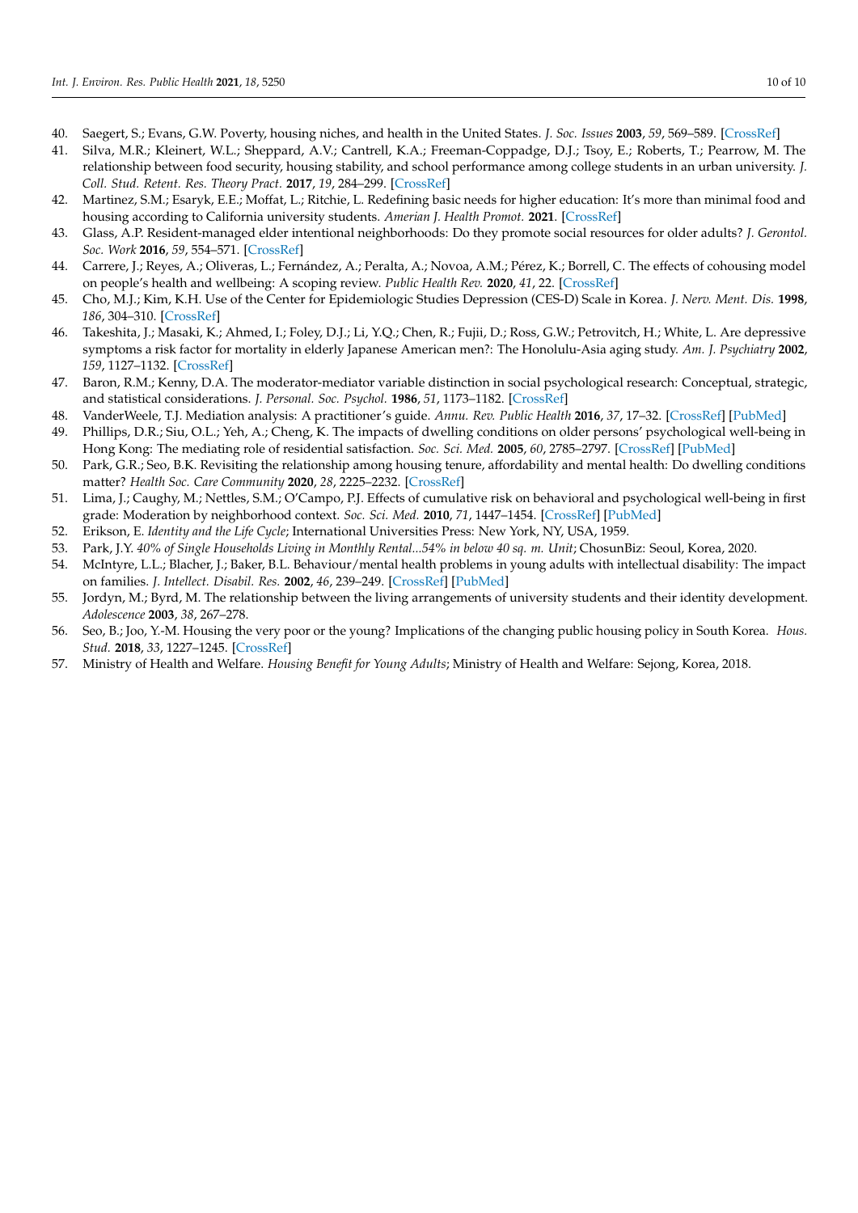40. Saegert, S.; Evans, G.W. Poverty, housing niches, and health in the United States. *J. Soc. Issues* **2003**, *59*, 569–589. [CrossRef]
41. Silva, M.R.; Kleinert, W.L.; Sheppard, A.V.; Cantrell, K.A.; Freeman-Coppadge, D.J.; Tsoy, E.; Roberts, T.; Pearrow, M. The relationship between food security, housing stability, and school performance among college students in an urban university. *J. Coll. Stud. Retent. Res. Theory Pract.* **2017**, *19*, 284–299. [CrossRef]
42. Martinez, S.M.; Esaryk, E.E.; Moffat, L.; Ritchie, L. Redefining basic needs for higher education: It's more than minimal food and housing according to California university students. *Amerian J. Health Promot.* **2021**. [CrossRef]
43. Glass, A.P. Resident-managed elder intentional neighborhoods: Do they promote social resources for older adults? *J. Gerontol. Soc. Work* **2016**, *59*, 554–571. [CrossRef]
44. Carrere, J.; Reyes, A.; Oliveras, L.; Fernández, A.; Peralta, A.; Novoa, A.M.; Pérez, K.; Borrell, C. The effects of cohousing model on people's health and wellbeing: A scoping review. *Public Health Rev.* **2020**, *41*, 22. [CrossRef]
45. Cho, M.J.; Kim, K.H. Use of the Center for Epidemiologic Studies Depression (CES-D) Scale in Korea. *J. Nerv. Ment. Dis.* **1998**, *186*, 304–310. [CrossRef]
46. Takeshita, J.; Masaki, K.; Ahmed, I.; Foley, D.J.; Li, Y.Q.; Chen, R.; Fujii, D.; Ross, G.W.; Petrovitch, H.; White, L. Are depressive symptoms a risk factor for mortality in elderly Japanese American men?: The Honolulu-Asia aging study. *Am. J. Psychiatry* **2002**, *159*, 1127–1132. [CrossRef]
47. Baron, R.M.; Kenny, D.A. The moderator-mediator variable distinction in social psychological research: Conceptual, strategic, and statistical considerations. *J. Personal. Soc. Psychol.* **1986**, *51*, 1173–1182. [CrossRef]
48. VanderWeele, T.J. Mediation analysis: A practitioner's guide. *Annu. Rev. Public Health* **2016**, *37*, 17–32. [CrossRef] [PubMed]
49. Phillips, D.R.; Siu, O.L.; Yeh, A.; Cheng, K. The impacts of dwelling conditions on older persons' psychological well-being in Hong Kong: The mediating role of residential satisfaction. *Soc. Sci. Med.* **2005**, *60*, 2785–2797. [CrossRef] [PubMed]
50. Park, G.R.; Seo, B.K. Revisiting the relationship among housing tenure, affordability and mental health: Do dwelling conditions matter? *Health Soc. Care Community* **2020**, *28*, 2225–2232. [CrossRef]
51. Lima, J.; Caughy, M.; Nettles, S.M.; O'Campo, P.J. Effects of cumulative risk on behavioral and psychological well-being in first grade: Moderation by neighborhood context. *Soc. Sci. Med.* **2010**, *71*, 1447–1454. [CrossRef] [PubMed]
52. Erikson, E. *Identity and the Life Cycle*; International Universities Press: New York, NY, USA, 1959.
53. Park, J.Y. *40% of Single Households Living in Monthly Rental...54% in below 40 sq. m. Unit*; ChosunBiz: Seoul, Korea, 2020.
54. McIntyre, L.L.; Blacher, J.; Baker, B.L. Behaviour/mental health problems in young adults with intellectual disability: The impact on families. *J. Intellect. Disabil. Res.* **2002**, *46*, 239–249. [CrossRef] [PubMed]
55. Jordyn, M.; Byrd, M. The relationship between the living arrangements of university students and their identity development. *Adolescence* **2003**, *38*, 267–278.
56. Seo, B.; Joo, Y.-M. Housing the very poor or the young? Implications of the changing public housing policy in South Korea. *Hous. Stud.* **2018**, *33*, 1227–1245. [CrossRef]
57. Ministry of Health and Welfare. *Housing Benefit for Young Adults*; Ministry of Health and Welfare: Sejong, Korea, 2018.